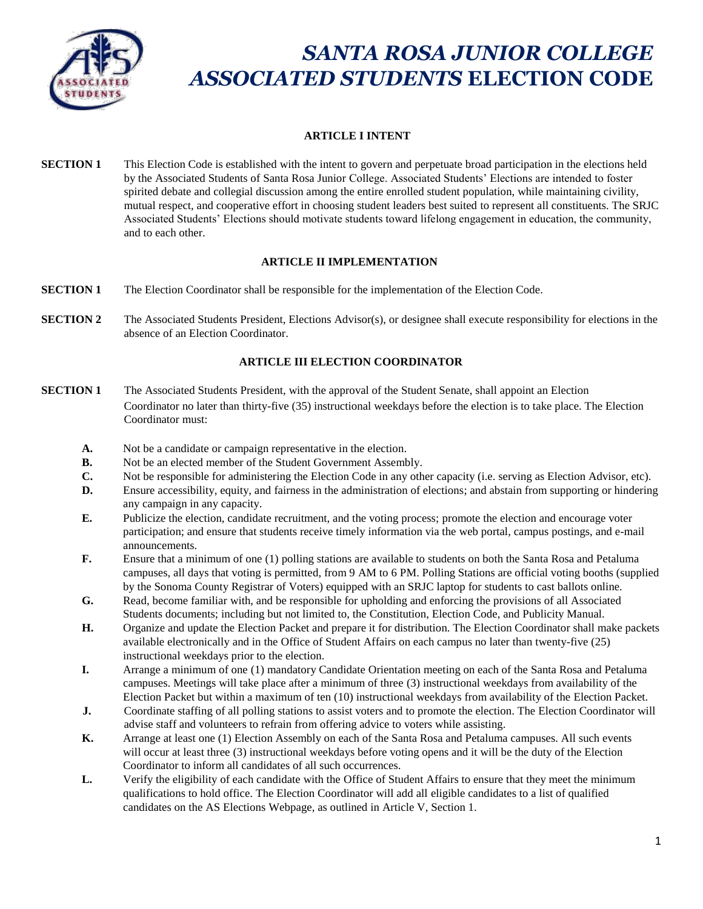# SANTA ROSA JUNIOR COLLEGE ASSOCIATED STUDENTS ELECTION CODE

## ARTICLE I INTENT

**SECTION 1** This Election Code is established with the intent to govern and perpetuate broad participation in the elections held by the Associated Students of Santa Rosa Junior College. Associated Students' Elections are intended to foster spirited debate and collegial discussion among the entire enrolled student population, while maintaining civility, mutual respect, and cooperative effort in choosing student leaders best suited to represent all constituents. The SRJC Associated Students' Elections should motivate students toward lifelong engagement in education, the community, and to each other.

## ARTICLE II IMPLEMENTATION

**SECTION 1** The Election Coordinator shall be responsible for the implementation of the Election Code.

**SECTION 2** The Associated Students President, Elections Advisor(s), or designee shall execute responsibility for elections in the absence of an Election Coordinator.

## ARTICLE III ELECTION COORDINATOR

**SECTION 1** The Associated Students President, with the approval of the Student Senate, shall appoint an Election Coordinator no later than thirty-five (35) instructional weekdays before the election is to take place. The Election Coordinator must:

- **A.** Not be a candidate or campaign representative in the election.
- **B.** Not be an elected member of the Student Government Assembly.
- **C.** Not be responsible for administering the Election Code in any other capacity (i.e. serving as Election Advisor, etc).
- **D.** Ensure accessibility, equity, and fairness in the administration of elections; and abstain from supporting or hindering any campaign in any capacity.
- **E.** Publicize the election, candidate recruitment, and the voting process; promote the election and encourage voter participation; and ensure that students receive timely information via the web portal, campus postings, and e-mail announcements.
- **F.** Ensure that a minimum of one (1) polling stations are available to students on both the Santa Rosa and Petaluma campuses, all days that voting is permitted, from 9 AM to 6 PM. Polling Stations are official voting booths (supplied by the Sonoma County Registrar of Voters) equipped with an SRJC laptop for students to cast ballots online.
- **G.** Read, become familiar with, and be responsible for upholding and enforcing the provisions of all Associated Students documents; including but not limited to, the Constitution, Election Code, and Publicity Manual.
- **H.** Organize and update the Election Packet and prepare it for distribution. The Election Coordinator shall make packets available electronically and in the Office of Student Affairs on each campus no later than twenty-five (25) instructional weekdays prior to the election.
- **I.** Arrange a minimum of one (1) mandatory Candidate Orientation meeting on each of the Santa Rosa and Petaluma campuses. Meetings will take place after a minimum of three (3) instructional weekdays from availability of the Election Packet but within a maximum of ten (10) instructional weekdays from availability of the Election Packet.
- **J.** Coordinate staffing of all polling stations to assist voters and to promote the election. The Election Coordinator will advise staff and volunteers to refrain from offering advice to voters while assisting.
- **K.** Arrange at least one (1) Election Assembly on each of the Santa Rosa and Petaluma campuses. All such events will occur at least three (3) instructional weekdays before voting opens and it will be the duty of the Election Coordinator to inform all candidates of all such occurrences.
- **L.** Verify the eligibility of each candidate with the Office of Student Affairs to ensure that they meet the minimum qualifications to hold office. The Election Coordinator will add all eligible candidates to a list of qualified candidates on the AS Elections Webpage, as outlined in Article V, Section 1.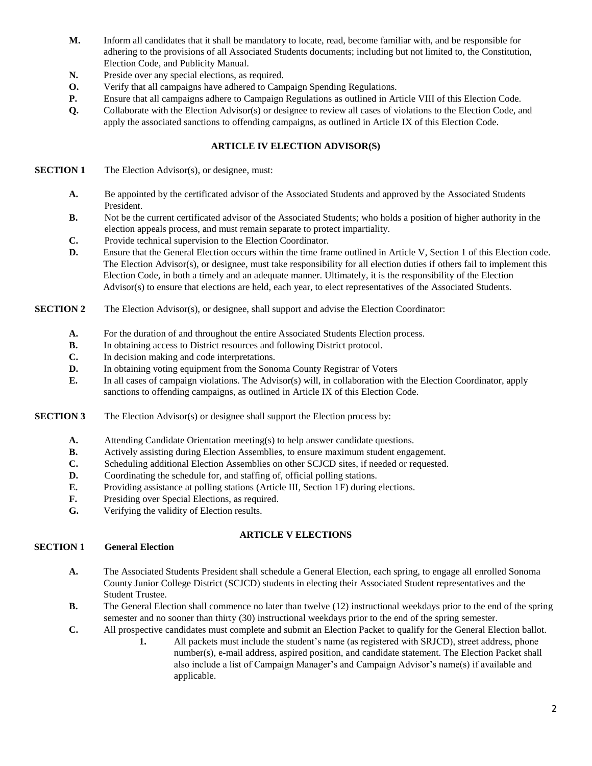**M.** Inform all candidates that it shall be mandatory to locate, read, become familiar with, and be responsible for adhering to the provisions of all Associated Students documents; including but not limited to, the Constitution, Election Code, and Publicity Manual.

**N.** Preside over any special elections, as required.

**O.** Verify that all campaigns have adhered to Campaign Spending Regulations.

**P.** Ensure that all campaigns adhere to Campaign Regulations as outlined in Article VIII of this Election Code.

**Q.** Collaborate with the Election Advisor(s) or designee to review all cases of violations to the Election Code, and apply the associated sanctions to offending campaigns, as outlined in Article IX of this Election Code.

## ARTICLE IV ELECTION ADVISOR(S)

**SECTION 1** The Election Advisor(s), or designee, must:

**A.** Be appointed by the certificated advisor of the Associated Students and approved by the Associated Students President.

**B.** Not be the current certificated advisor of the Associated Students; who holds a position of higher authority in the election appeals process, and must remain separate to protect impartiality.

**C.** Provide technical supervision to the Election Coordinator.

**D.** Ensure that the General Election occurs within the time frame outlined in Article V, Section 1 of this Election code. The Election Advisor(s), or designee, must take responsibility for all election duties if others fail to implement this Election Code, in both a timely and an adequate manner. Ultimately, it is the responsibility of the Election Advisor(s) to ensure that elections are held, each year, to elect representatives of the Associated Students.

**SECTION 2** The Election Advisor(s), or designee, shall support and advise the Election Coordinator:

**A.** For the duration of and throughout the entire Associated Students Election process.

**B.** In obtaining access to District resources and following District protocol.

**C.** In decision making and code interpretations.

**D.** In obtaining voting equipment from the Sonoma County Registrar of Voters

**E.** In all cases of campaign violations. The Advisor(s) will, in collaboration with the Election Coordinator, apply sanctions to offending campaigns, as outlined in Article IX of this Election Code.

**SECTION 3** The Election Advisor(s) or designee shall support the Election process by:

**A.** Attending Candidate Orientation meeting(s) to help answer candidate questions.

**B.** Actively assisting during Election Assemblies, to ensure maximum student engagement.

**C.** Scheduling additional Election Assemblies on other SCJCD sites, if needed or requested.

**D.** Coordinating the schedule for, and staffing of, official polling stations.

**E.** Providing assistance at polling stations (Article III, Section 1F) during elections.

**F.** Presiding over Special Elections, as required.

**G.** Verifying the validity of Election results.

## ARTICLE V ELECTIONS

**SECTION 1 General Election**

**A.** The Associated Students President shall schedule a General Election, each spring, to engage all enrolled Sonoma County Junior College District (SCJCD) students in electing their Associated Student representatives and the Student Trustee.

**B.** The General Election shall commence no later than twelve (12) instructional weekdays prior to the end of the spring semester and no sooner than thirty (30) instructional weekdays prior to the end of the spring semester.

**C.** All prospective candidates must complete and submit an Election Packet to qualify for the General Election ballot.

1. All packets must include the student's name (as registered with SRJCD), street address, phone number(s), e-mail address, aspired position, and candidate statement. The Election Packet shall also include a list of Campaign Manager's and Campaign Advisor's name(s) if available and applicable.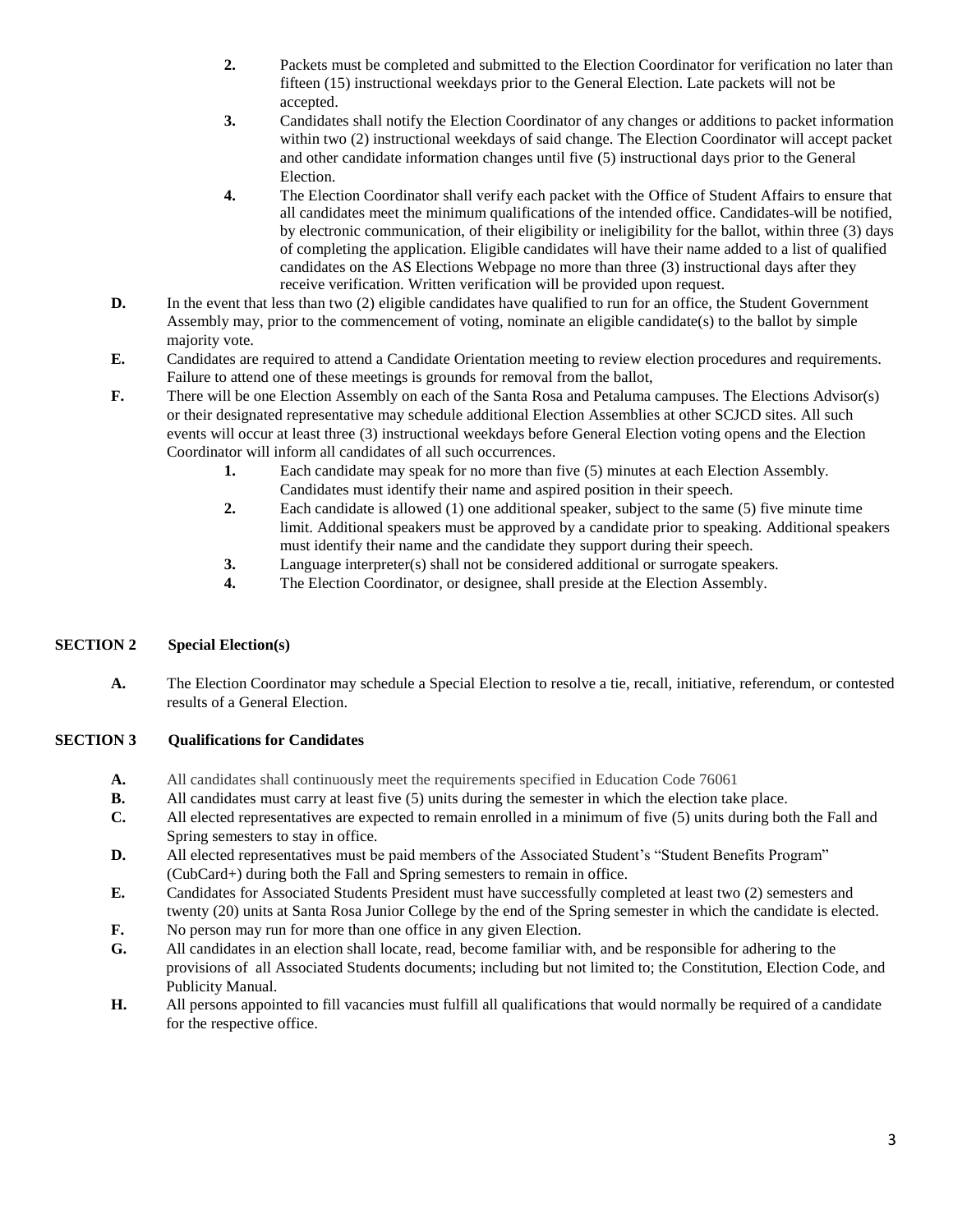2. Packets must be completed and submitted to the Election Coordinator for verification no later than fifteen (15) instructional weekdays prior to the General Election. Late packets will not be accepted.
3. Candidates shall notify the Election Coordinator of any changes or additions to packet information within two (2) instructional weekdays of said change. The Election Coordinator will accept packet and other candidate information changes until five (5) instructional days prior to the General Election.
4. The Election Coordinator shall verify each packet with the Office of Student Affairs to ensure that all candidates meet the minimum qualifications of the intended office. Candidates will be notified, by electronic communication, of their eligibility or ineligibility for the ballot, within three (3) days of completing the application. Eligible candidates will have their name added to a list of qualified candidates on the AS Elections Webpage no more than three (3) instructional days after they receive verification. Written verification will be provided upon request.

**D.** In the event that less than two (2) eligible candidates have qualified to run for an office, the Student Government Assembly may, prior to the commencement of voting, nominate an eligible candidate(s) to the ballot by simple majority vote.

**E.** Candidates are required to attend a Candidate Orientation meeting to review election procedures and requirements. Failure to attend one of these meetings is grounds for removal from the ballot,

**F.** There will be one Election Assembly on each of the Santa Rosa and Petaluma campuses. The Elections Advisor(s) or their designated representative may schedule additional Election Assemblies at other SCJCD sites. All such events will occur at least three (3) instructional weekdays before General Election voting opens and the Election Coordinator will inform all candidates of all such occurrences.

1. Each candidate may speak for no more than five (5) minutes at each Election Assembly. Candidates must identify their name and aspired position in their speech.
2. Each candidate is allowed (1) one additional speaker, subject to the same (5) five minute time limit. Additional speakers must be approved by a candidate prior to speaking. Additional speakers must identify their name and the candidate they support during their speech.
3. Language interpreter(s) shall not be considered additional or surrogate speakers.
4. The Election Coordinator, or designee, shall preside at the Election Assembly.

## SECTION 2 Special Election(s)

**A.** The Election Coordinator may schedule a Special Election to resolve a tie, recall, initiative, referendum, or contested results of a General Election.

## SECTION 3 Qualifications for Candidates

**A.** All candidates shall continuously meet the requirements specified in Education Code 76061

**B.** All candidates must carry at least five (5) units during the semester in which the election take place.

**C.** All elected representatives are expected to remain enrolled in a minimum of five (5) units during both the Fall and Spring semesters to stay in office.

**D.** All elected representatives must be paid members of the Associated Student's "Student Benefits Program" (CubCard+) during both the Fall and Spring semesters to remain in office.

**E.** Candidates for Associated Students President must have successfully completed at least two (2) semesters and twenty (20) units at Santa Rosa Junior College by the end of the Spring semester in which the candidate is elected.

**F.** No person may run for more than one office in any given Election.

**G.** All candidates in an election shall locate, read, become familiar with, and be responsible for adhering to the provisions of all Associated Students documents; including but not limited to; the Constitution, Election Code, and Publicity Manual.

**H.** All persons appointed to fill vacancies must fulfill all qualifications that would normally be required of a candidate for the respective office.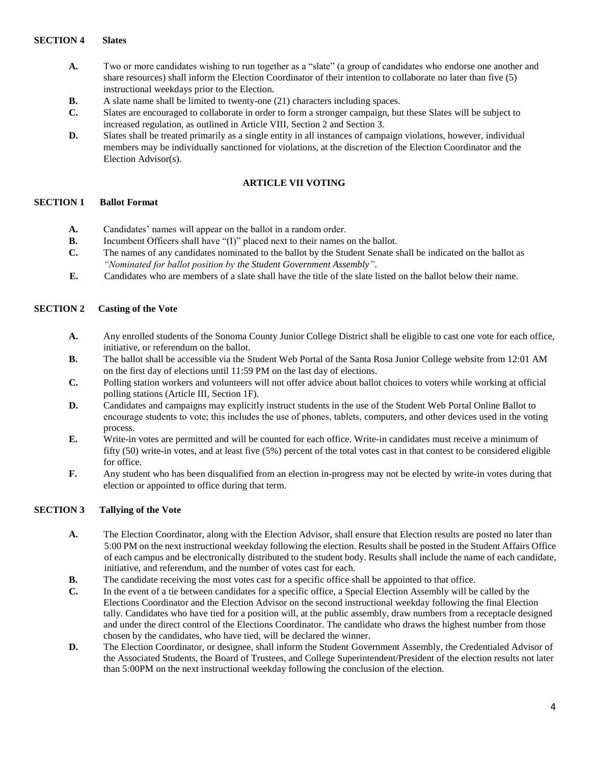**SECTION 4 Slates**

- **A.** Two or more candidates wishing to run together as a "slate" (a group of candidates who endorse one another and share resources) shall inform the Election Coordinator of their intention to collaborate no later than five (5) instructional weekdays prior to the Election.
- **B.** A slate name shall be limited to twenty-one (21) characters including spaces.
- **C.** Slates are encouraged to collaborate in order to form a stronger campaign, but these Slates will be subject to increased regulation, as outlined in Article VIII, Section 2 and Section 3.
- **D.** Slates shall be treated primarily as a single entity in all instances of campaign violations, however, individual members may be individually sanctioned for violations, at the discretion of the Election Coordinator and the Election Advisor(s).

## ARTICLE VII VOTING

**SECTION 1 Ballot Format**

- **A.** Candidates' names will appear on the ballot in a random order.
- **B.** Incumbent Officers shall have "(I)" placed next to their names on the ballot.
- **C.** The names of any candidates nominated to the ballot by the Student Senate shall be indicated on the ballot as *"Nominated for ballot position by the Student Government Assembly"*.
- **E.** Candidates who are members of a slate shall have the title of the slate listed on the ballot below their name.

**SECTION 2 Casting of the Vote**

- **A.** Any enrolled students of the Sonoma County Junior College District shall be eligible to cast one vote for each office, initiative, or referendum on the ballot.
- **B.** The ballot shall be accessible via the Student Web Portal of the Santa Rosa Junior College website from 12:01 AM on the first day of elections until 11:59 PM on the last day of elections.
- **C.** Polling station workers and volunteers will not offer advice about ballot choices to voters while working at official polling stations (Article III, Section 1F).
- **D.** Candidates and campaigns may explicitly instruct students in the use of the Student Web Portal Online Ballot to encourage students to vote; this includes the use of phones, tablets, computers, and other devices used in the voting process.
- **E.** Write-in votes are permitted and will be counted for each office. Write-in candidates must receive a minimum of fifty (50) write-in votes, and at least five (5%) percent of the total votes cast in that contest to be considered eligible for office.
- **F.** Any student who has been disqualified from an election in-progress may not be elected by write-in votes during that election or appointed to office during that term.

**SECTION 3 Tallying of the Vote**

- **A.** The Election Coordinator, along with the Election Advisor, shall ensure that Election results are posted no later than 5:00 PM on the next instructional weekday following the election. Results shall be posted in the Student Affairs Office of each campus and be electronically distributed to the student body. Results shall include the name of each candidate, initiative, and referendum, and the number of votes cast for each.
- **B.** The candidate receiving the most votes cast for a specific office shall be appointed to that office.
- **C.** In the event of a tie between candidates for a specific office, a Special Election Assembly will be called by the Elections Coordinator and the Election Advisor on the second instructional weekday following the final Election tally. Candidates who have tied for a position will, at the public assembly, draw numbers from a receptacle designed and under the direct control of the Elections Coordinator. The candidate who draws the highest number from those chosen by the candidates, who have tied, will be declared the winner.
- **D.** The Election Coordinator, or designee, shall inform the Student Government Assembly, the Credentialed Advisor of the Associated Students, the Board of Trustees, and College Superintendent/President of the election results not later than 5:00PM on the next instructional weekday following the conclusion of the election.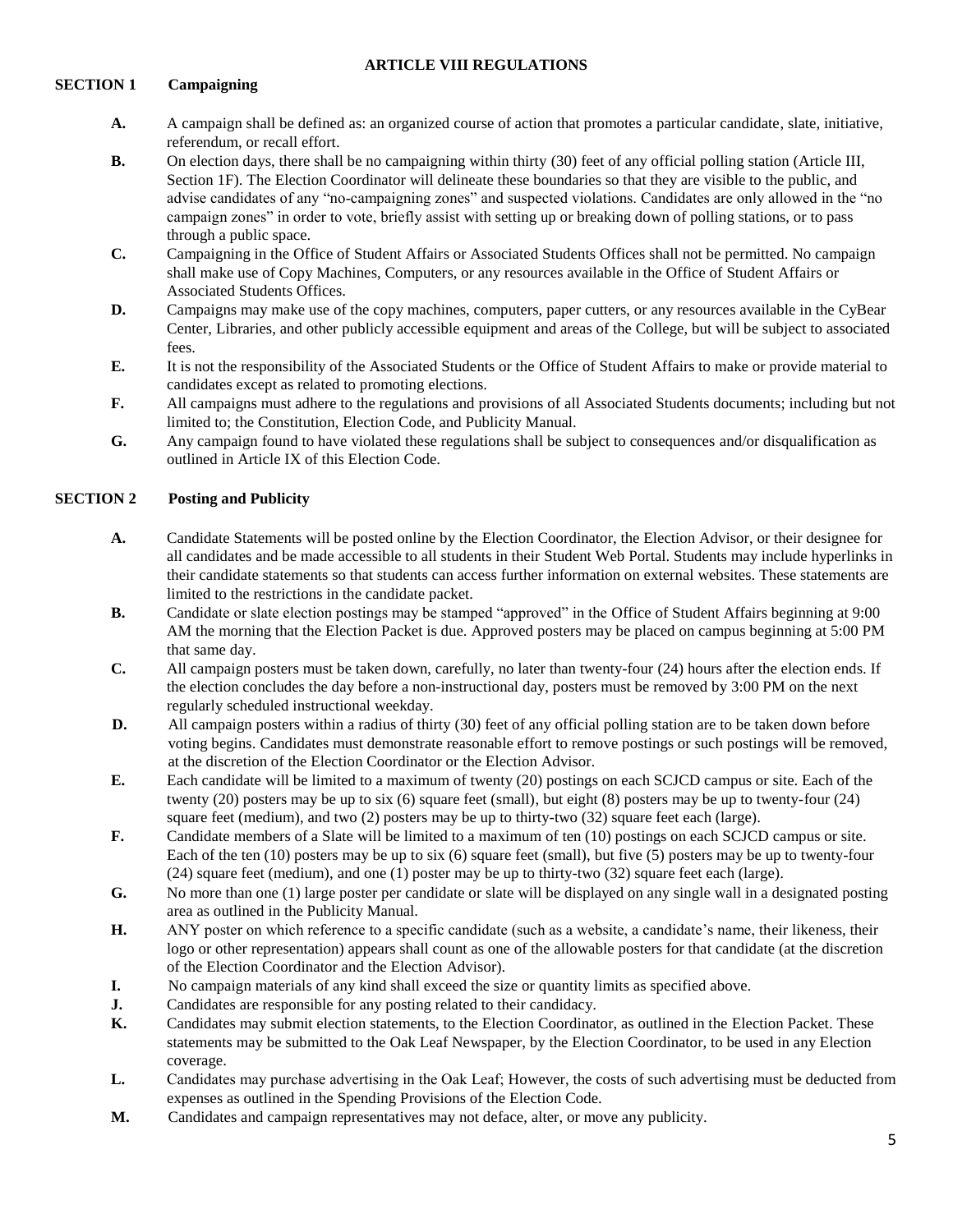# ARTICLE VIII REGULATIONS

## SECTION 1 Campaigning

**A.** A campaign shall be defined as: an organized course of action that promotes a particular candidate, slate, initiative, referendum, or recall effort.

**B.** On election days, there shall be no campaigning within thirty (30) feet of any official polling station (Article III, Section 1F). The Election Coordinator will delineate these boundaries so that they are visible to the public, and advise candidates of any "no-campaigning zones" and suspected violations. Candidates are only allowed in the "no campaign zones" in order to vote, briefly assist with setting up or breaking down of polling stations, or to pass through a public space.

**C.** Campaigning in the Office of Student Affairs or Associated Students Offices shall not be permitted. No campaign shall make use of Copy Machines, Computers, or any resources available in the Office of Student Affairs or Associated Students Offices.

**D.** Campaigns may make use of the copy machines, computers, paper cutters, or any resources available in the CyBear Center, Libraries, and other publicly accessible equipment and areas of the College, but will be subject to associated fees.

**E.** It is not the responsibility of the Associated Students or the Office of Student Affairs to make or provide material to candidates except as related to promoting elections.

**F.** All campaigns must adhere to the regulations and provisions of all Associated Students documents; including but not limited to; the Constitution, Election Code, and Publicity Manual.

**G.** Any campaign found to have violated these regulations shall be subject to consequences and/or disqualification as outlined in Article IX of this Election Code.

## SECTION 2 Posting and Publicity

**A.** Candidate Statements will be posted online by the Election Coordinator, the Election Advisor, or their designee for all candidates and be made accessible to all students in their Student Web Portal. Students may include hyperlinks in their candidate statements so that students can access further information on external websites. These statements are limited to the restrictions in the candidate packet.

**B.** Candidate or slate election postings may be stamped "approved" in the Office of Student Affairs beginning at 9:00 AM the morning that the Election Packet is due. Approved posters may be placed on campus beginning at 5:00 PM that same day.

**C.** All campaign posters must be taken down, carefully, no later than twenty-four (24) hours after the election ends. If the election concludes the day before a non-instructional day, posters must be removed by 3:00 PM on the next regularly scheduled instructional weekday.

**D.** All campaign posters within a radius of thirty (30) feet of any official polling station are to be taken down before voting begins. Candidates must demonstrate reasonable effort to remove postings or such postings will be removed, at the discretion of the Election Coordinator or the Election Advisor.

**E.** Each candidate will be limited to a maximum of twenty (20) postings on each SCJCD campus or site. Each of the twenty (20) posters may be up to six (6) square feet (small), but eight (8) posters may be up to twenty-four (24) square feet (medium), and two (2) posters may be up to thirty-two (32) square feet each (large).

**F.** Candidate members of a Slate will be limited to a maximum of ten (10) postings on each SCJCD campus or site. Each of the ten (10) posters may be up to six (6) square feet (small), but five (5) posters may be up to twenty-four (24) square feet (medium), and one (1) poster may be up to thirty-two (32) square feet each (large).

**G.** No more than one (1) large poster per candidate or slate will be displayed on any single wall in a designated posting area as outlined in the Publicity Manual.

**H.** ANY poster on which reference to a specific candidate (such as a website, a candidate's name, their likeness, their logo or other representation) appears shall count as one of the allowable posters for that candidate (at the discretion of the Election Coordinator and the Election Advisor).

**I.** No campaign materials of any kind shall exceed the size or quantity limits as specified above.

**J.** Candidates are responsible for any posting related to their candidacy.

**K.** Candidates may submit election statements, to the Election Coordinator, as outlined in the Election Packet. These statements may be submitted to the Oak Leaf Newspaper, by the Election Coordinator, to be used in any Election coverage.

**L.** Candidates may purchase advertising in the Oak Leaf; However, the costs of such advertising must be deducted from expenses as outlined in the Spending Provisions of the Election Code.

**M.** Candidates and campaign representatives may not deface, alter, or move any publicity.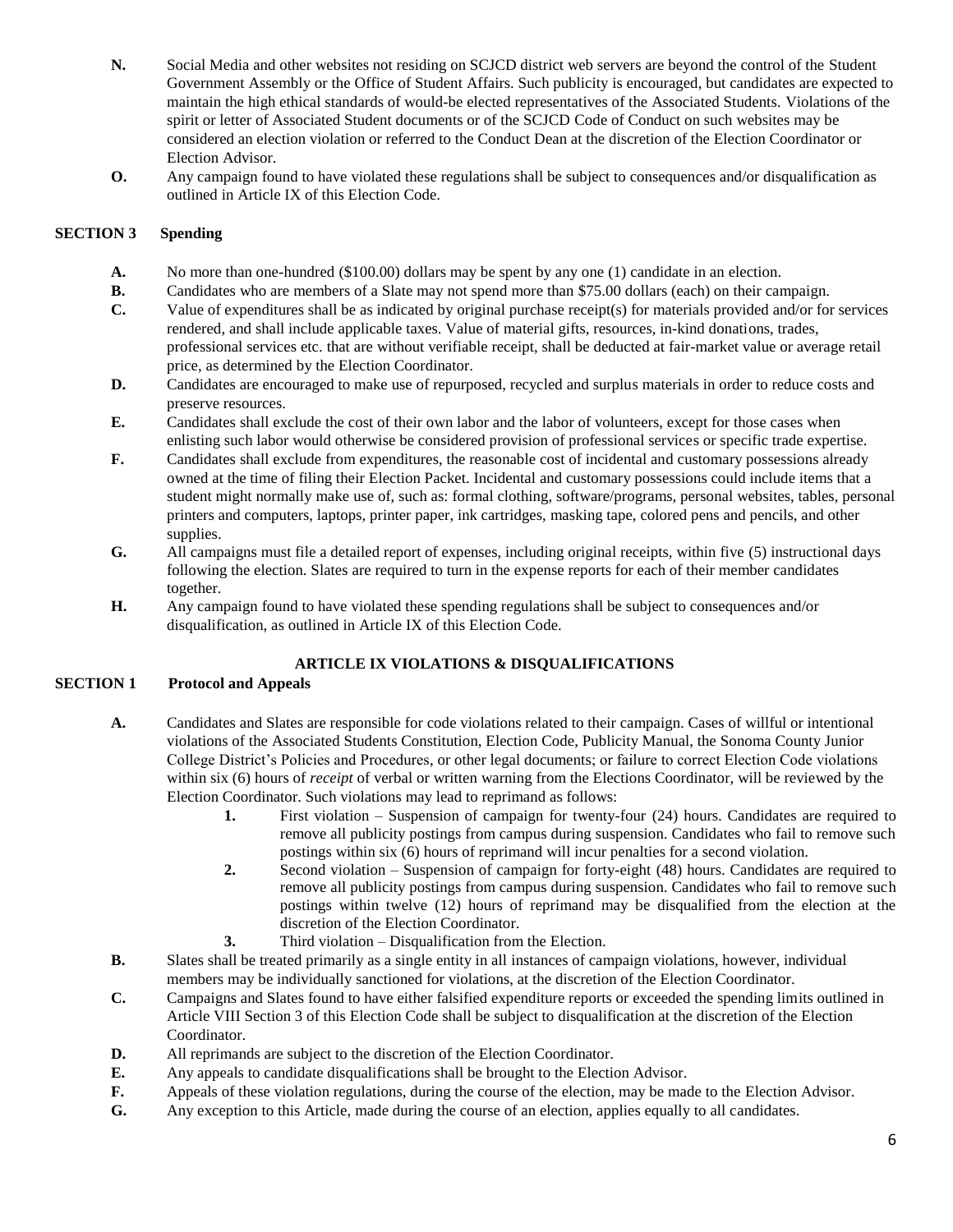**N.** Social Media and other websites not residing on SCJCD district web servers are beyond the control of the Student Government Assembly or the Office of Student Affairs. Such publicity is encouraged, but candidates are expected to maintain the high ethical standards of would-be elected representatives of the Associated Students. Violations of the spirit or letter of Associated Student documents or of the SCJCD Code of Conduct on such websites may be considered an election violation or referred to the Conduct Dean at the discretion of the Election Coordinator or Election Advisor.

**O.** Any campaign found to have violated these regulations shall be subject to consequences and/or disqualification as outlined in Article IX of this Election Code.

### SECTION 3 Spending

**A.** No more than one-hundred ($100.00) dollars may be spent by any one (1) candidate in an election.

**B.** Candidates who are members of a Slate may not spend more than $75.00 dollars (each) on their campaign.

**C.** Value of expenditures shall be as indicated by original purchase receipt(s) for materials provided and/or for services rendered, and shall include applicable taxes. Value of material gifts, resources, in-kind donations, trades, professional services etc. that are without verifiable receipt, shall be deducted at fair-market value or average retail price, as determined by the Election Coordinator.

**D.** Candidates are encouraged to make use of repurposed, recycled and surplus materials in order to reduce costs and preserve resources.

**E.** Candidates shall exclude the cost of their own labor and the labor of volunteers, except for those cases when enlisting such labor would otherwise be considered provision of professional services or specific trade expertise.

**F.** Candidates shall exclude from expenditures, the reasonable cost of incidental and customary possessions already owned at the time of filing their Election Packet. Incidental and customary possessions could include items that a student might normally make use of, such as: formal clothing, software/programs, personal websites, tables, personal printers and computers, laptops, printer paper, ink cartridges, masking tape, colored pens and pencils, and other supplies.

**G.** All campaigns must file a detailed report of expenses, including original receipts, within five (5) instructional days following the election. Slates are required to turn in the expense reports for each of their member candidates together.

**H.** Any campaign found to have violated these spending regulations shall be subject to consequences and/or disqualification, as outlined in Article IX of this Election Code.

## ARTICLE IX VIOLATIONS & DISQUALIFICATIONS

### SECTION 1 Protocol and Appeals

**A.** Candidates and Slates are responsible for code violations related to their campaign. Cases of willful or intentional violations of the Associated Students Constitution, Election Code, Publicity Manual, the Sonoma County Junior College District's Policies and Procedures, or other legal documents; or failure to correct Election Code violations within six (6) hours of *receipt* of verbal or written warning from the Elections Coordinator, will be reviewed by the Election Coordinator. Such violations may lead to reprimand as follows:

1. First violation – Suspension of campaign for twenty-four (24) hours. Candidates are required to remove all publicity postings from campus during suspension. Candidates who fail to remove such postings within six (6) hours of reprimand will incur penalties for a second violation.
2. Second violation – Suspension of campaign for forty-eight (48) hours. Candidates are required to remove all publicity postings from campus during suspension. Candidates who fail to remove such postings within twelve (12) hours of reprimand may be disqualified from the election at the discretion of the Election Coordinator.
3. Third violation – Disqualification from the Election.

**B.** Slates shall be treated primarily as a single entity in all instances of campaign violations, however, individual members may be individually sanctioned for violations, at the discretion of the Election Coordinator.

**C.** Campaigns and Slates found to have either falsified expenditure reports or exceeded the spending limits outlined in Article VIII Section 3 of this Election Code shall be subject to disqualification at the discretion of the Election Coordinator.

**D.** All reprimands are subject to the discretion of the Election Coordinator.

**E.** Any appeals to candidate disqualifications shall be brought to the Election Advisor.

**F.** Appeals of these violation regulations, during the course of the election, may be made to the Election Advisor.

**G.** Any exception to this Article, made during the course of an election, applies equally to all candidates.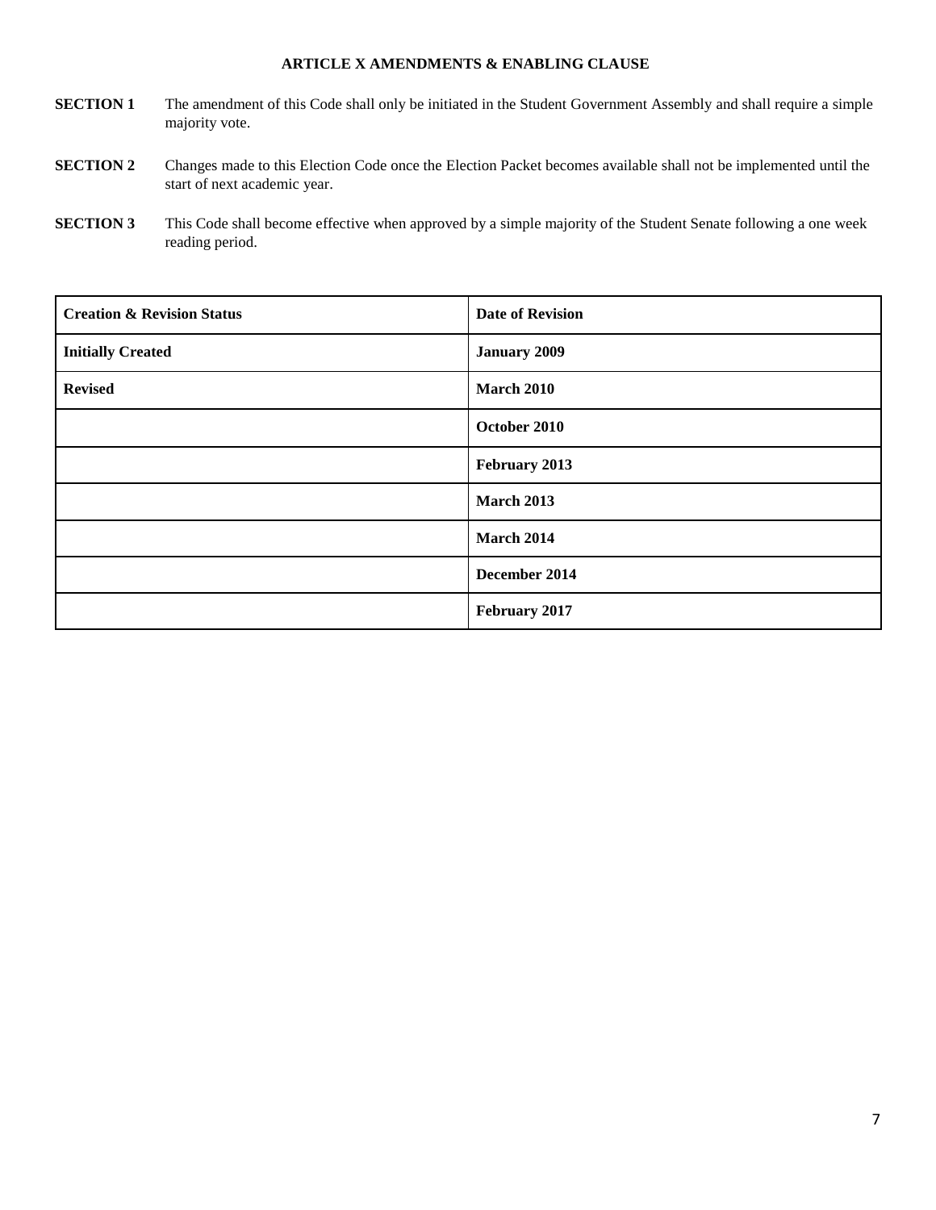### ARTICLE X AMENDMENTS & ENABLING CLAUSE

**SECTION 1** The amendment of this Code shall only be initiated in the Student Government Assembly and shall require a simple majority vote.

**SECTION 2** Changes made to this Election Code once the Election Packet becomes available shall not be implemented until the start of next academic year.

**SECTION 3** This Code shall become effective when approved by a simple majority of the Student Senate following a one week reading period.

| **Creation & Revision Status** | **Date of Revision** |
|---|---|
| **Initially Created** | **January 2009** |
| **Revised** | **March 2010** |
| | **October 2010** |
| | **February 2013** |
| | **March 2013** |
| | **March 2014** |
| | **December 2014** |
| | **February 2017** |